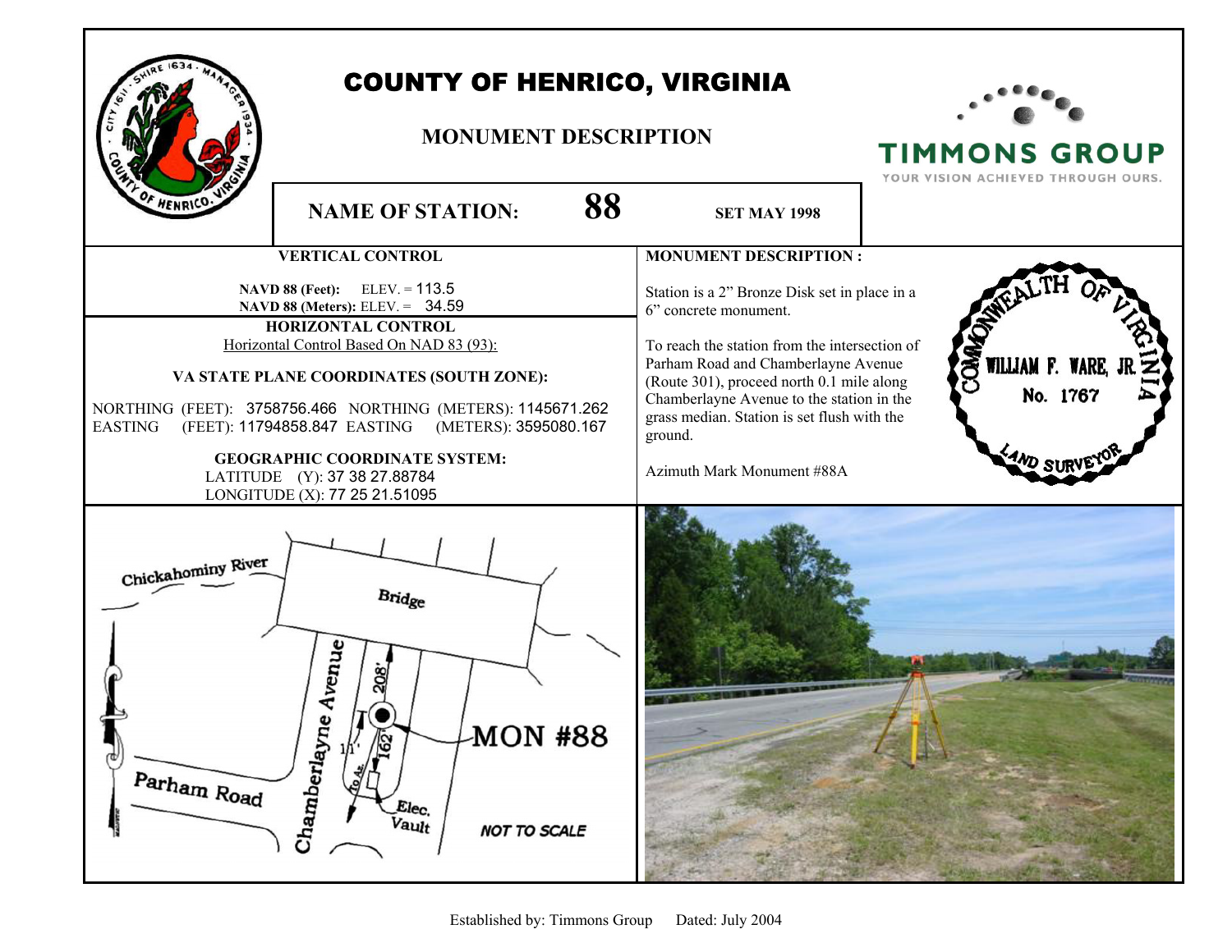# COUNTY OF HENRICO, VIRGINIA

## MONUMENT DESCRIPTION

TIMMONS GROUP
YOUR VISION ACHIEVED THROUGH OURS.

**NAME OF STATION:** **88** **SET MAY 1998**

### VERTICAL CONTROL

**NAVD 88 (Feet):** ELEV. = 113.5
**NAVD 88 (Meters):** ELEV. = 34.59

### HORIZONTAL CONTROL

Horizontal Control Based On NAD 83 (93):

**VA STATE PLANE COORDINATES (SOUTH ZONE):**

NORTHING (FEET): 3758756.466 NORTHING (METERS): 1145671.262
EASTING (FEET): 11794858.847 EASTING (METERS): 3595080.167

**GEOGRAPHIC COORDINATE SYSTEM:**

LATITUDE (Y): 37 38 27.88784
LONGITUDE (X): 77 25 21.51095

### MONUMENT DESCRIPTION :

Station is a 2" Bronze Disk set in place in a 6" concrete monument.

To reach the station from the intersection of Parham Road and Chamberlayne Avenue (Route 301), proceed north 0.1 mile along Chamberlayne Avenue to the station in the grass median. Station is set flush with the ground.

Azimuth Mark Monument #88A

COMMONWEALTH OF VIRGINIA
WILLIAM F. WARE, JR.
No. 1767
LAND SURVEYOR

Chickahominy River
Bridge
Chamberlayne Avenue
Parham Road
208'
162'
11'
To Az.
Elec. Vault
MON #88
NOT TO SCALE

Established by: Timmons Group Dated: July 2004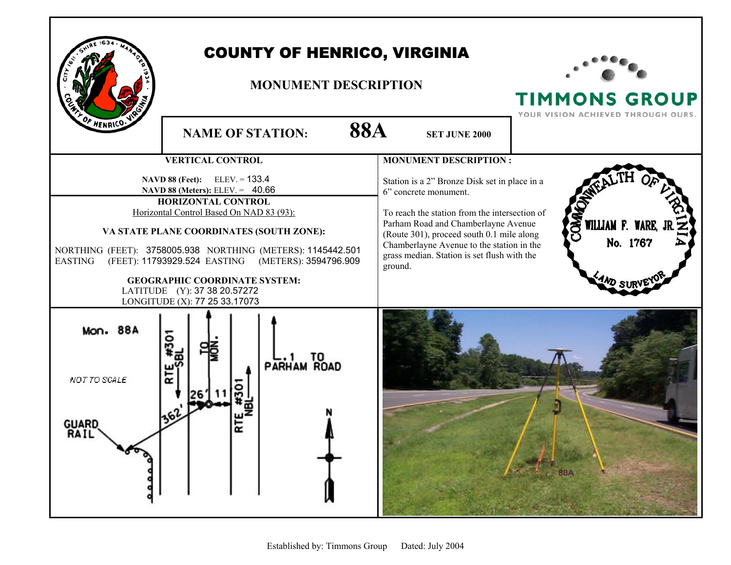# COUNTY OF HENRICO, VIRGINIA

## MONUMENT DESCRIPTION

TIMMONS GROUP
YOUR VISION ACHIEVED THROUGH OURS.

**NAME OF STATION:** **88A** **SET JUNE 2000**

### VERTICAL CONTROL

**NAVD 88 (Feet):** ELEV. = 133.4
**NAVD 88 (Meters):** ELEV. = 40.66

### HORIZONTAL CONTROL

Horizontal Control Based On NAD 83 (93):

**VA STATE PLANE COORDINATES (SOUTH ZONE):**

NORTHING (FEET): 3758005.938 NORTHING (METERS): 1145442.501
EASTING (FEET): 11793929.524 EASTING (METERS): 3594796.909

**GEOGRAPHIC COORDINATE SYSTEM:**

LATITUDE (Y): 37 38 20.57272
LONGITUDE (X): 77 25 33.17073

### MONUMENT DESCRIPTION :

Station is a 2" Bronze Disk set in place in a 6" concrete monument.

To reach the station from the intersection of Parham Road and Chamberlayne Avenue (Route 301), proceed south 0.1 mile along Chamberlayne Avenue to the station in the grass median. Station is set flush with the ground.

COMMONWEALTH OF VIRGINIA
WILLIAM F. WARE, JR.
No. 1767
LAND SURVEYOR

Mon. 88A

NOT TO SCALE

RTE #301 SBL

TO MON.

.1 TO PARHAM ROAD

26'

11'

362'

RTE #301 NBL

N

GUARD RAIL

88A

Established by: Timmons Group Dated: July 2004